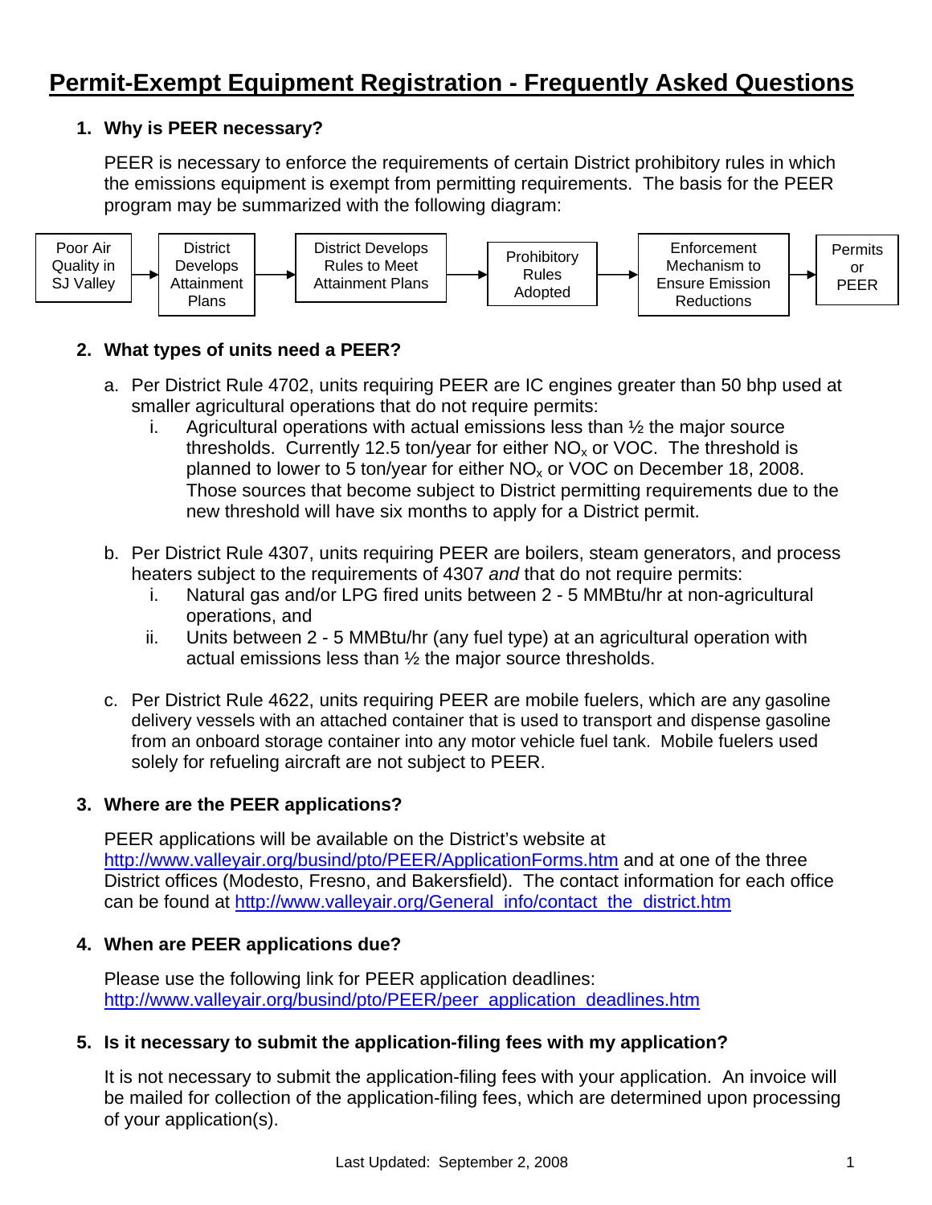# Permit-Exempt Equipment Registration - Frequently Asked Questions

1. **Why is PEER necessary?**

   PEER is necessary to enforce the requirements of certain District prohibitory rules in which the emissions equipment is exempt from permitting requirements. The basis for the PEER program may be summarized with the following diagram:

   Poor Air Quality in SJ Valley → District Develops Attainment Plans → District Develops Rules to Meet Attainment Plans → Prohibitory Rules Adopted → Enforcement Mechanism to Ensure Emission Reductions → Permits or PEER

2. **What types of units need a PEER?**

   a. Per District Rule 4702, units requiring PEER are IC engines greater than 50 bhp used at smaller agricultural operations that do not require permits:
      i. Agricultural operations with actual emissions less than ½ the major source thresholds. Currently 12.5 ton/year for either $NO_x$ or VOC. The threshold is planned to lower to 5 ton/year for either $NO_x$ or VOC on December 18, 2008. Those sources that become subject to District permitting requirements due to the new threshold will have six months to apply for a District permit.

   b. Per District Rule 4307, units requiring PEER are boilers, steam generators, and process heaters subject to the requirements of 4307 *and* that do not require permits:
      i. Natural gas and/or LPG fired units between 2 - 5 MMBtu/hr at non-agricultural operations, and
      ii. Units between 2 - 5 MMBtu/hr (any fuel type) at an agricultural operation with actual emissions less than ½ the major source thresholds.

   c. Per District Rule 4622, units requiring PEER are mobile fuelers, which are any gasoline delivery vessels with an attached container that is used to transport and dispense gasoline from an onboard storage container into any motor vehicle fuel tank. Mobile fuelers used solely for refueling aircraft are not subject to PEER.

3. **Where are the PEER applications?**

   PEER applications will be available on the District's website at http://www.valleyair.org/busind/pto/PEER/ApplicationForms.htm and at one of the three District offices (Modesto, Fresno, and Bakersfield). The contact information for each office can be found at http://www.valleyair.org/General_info/contact_the_district.htm

4. **When are PEER applications due?**

   Please use the following link for PEER application deadlines:
   http://www.valleyair.org/busind/pto/PEER/peer_application_deadlines.htm

5. **Is it necessary to submit the application-filing fees with my application?**

   It is not necessary to submit the application-filing fees with your application. An invoice will be mailed for collection of the application-filing fees, which are determined upon processing of your application(s).

Last Updated: September 2, 2008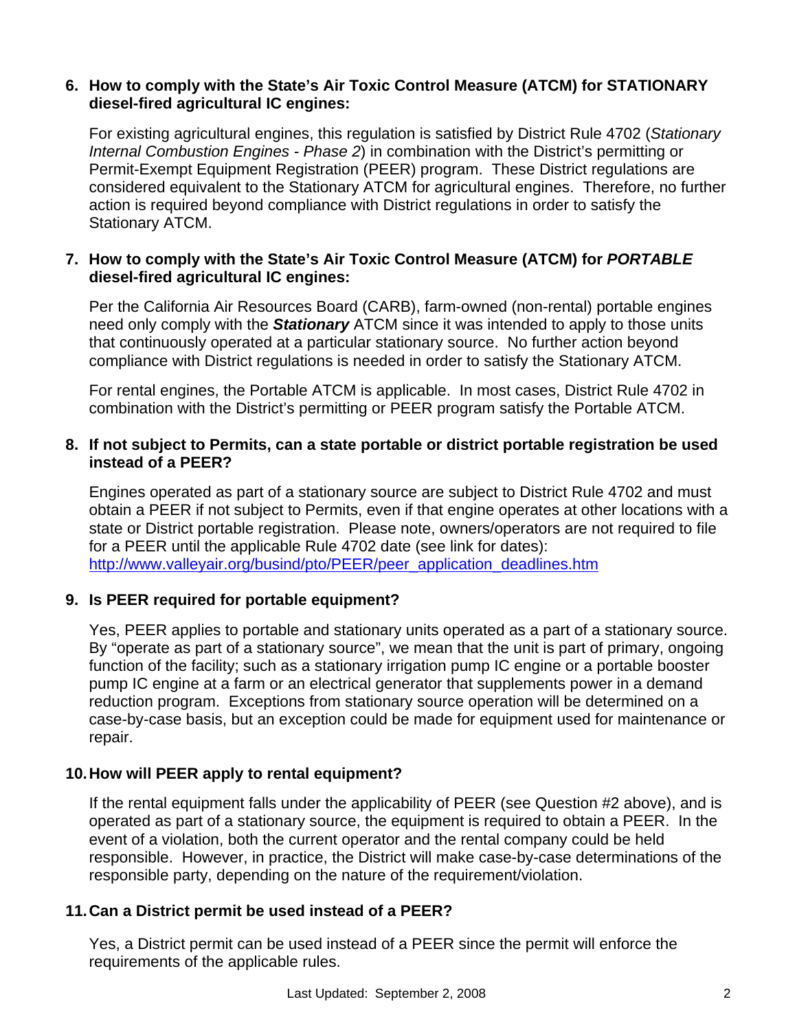6. **How to comply with the State's Air Toxic Control Measure (ATCM) for STATIONARY diesel-fired agricultural IC engines:**

   For existing agricultural engines, this regulation is satisfied by District Rule 4702 (*Stationary Internal Combustion Engines - Phase 2*) in combination with the District's permitting or Permit-Exempt Equipment Registration (PEER) program. These District regulations are considered equivalent to the Stationary ATCM for agricultural engines. Therefore, no further action is required beyond compliance with District regulations in order to satisfy the Stationary ATCM.

7. **How to comply with the State's Air Toxic Control Measure (ATCM) for *PORTABLE* diesel-fired agricultural IC engines:**

   Per the California Air Resources Board (CARB), farm-owned (non-rental) portable engines need only comply with the ***Stationary*** ATCM since it was intended to apply to those units that continuously operated at a particular stationary source. No further action beyond compliance with District regulations is needed in order to satisfy the Stationary ATCM.

   For rental engines, the Portable ATCM is applicable. In most cases, District Rule 4702 in combination with the District's permitting or PEER program satisfy the Portable ATCM.

8. **If not subject to Permits, can a state portable or district portable registration be used instead of a PEER?**

   Engines operated as part of a stationary source are subject to District Rule 4702 and must obtain a PEER if not subject to Permits, even if that engine operates at other locations with a state or District portable registration. Please note, owners/operators are not required to file for a PEER until the applicable Rule 4702 date (see link for dates): http://www.valleyair.org/busind/pto/PEER/peer_application_deadlines.htm

9. **Is PEER required for portable equipment?**

   Yes, PEER applies to portable and stationary units operated as a part of a stationary source. By "operate as part of a stationary source", we mean that the unit is part of primary, ongoing function of the facility; such as a stationary irrigation pump IC engine or a portable booster pump IC engine at a farm or an electrical generator that supplements power in a demand reduction program. Exceptions from stationary source operation will be determined on a case-by-case basis, but an exception could be made for equipment used for maintenance or repair.

10. **How will PEER apply to rental equipment?**

    If the rental equipment falls under the applicability of PEER (see Question #2 above), and is operated as part of a stationary source, the equipment is required to obtain a PEER. In the event of a violation, both the current operator and the rental company could be held responsible. However, in practice, the District will make case-by-case determinations of the responsible party, depending on the nature of the requirement/violation.

11. **Can a District permit be used instead of a PEER?**

    Yes, a District permit can be used instead of a PEER since the permit will enforce the requirements of the applicable rules.

Last Updated: September 2, 2008